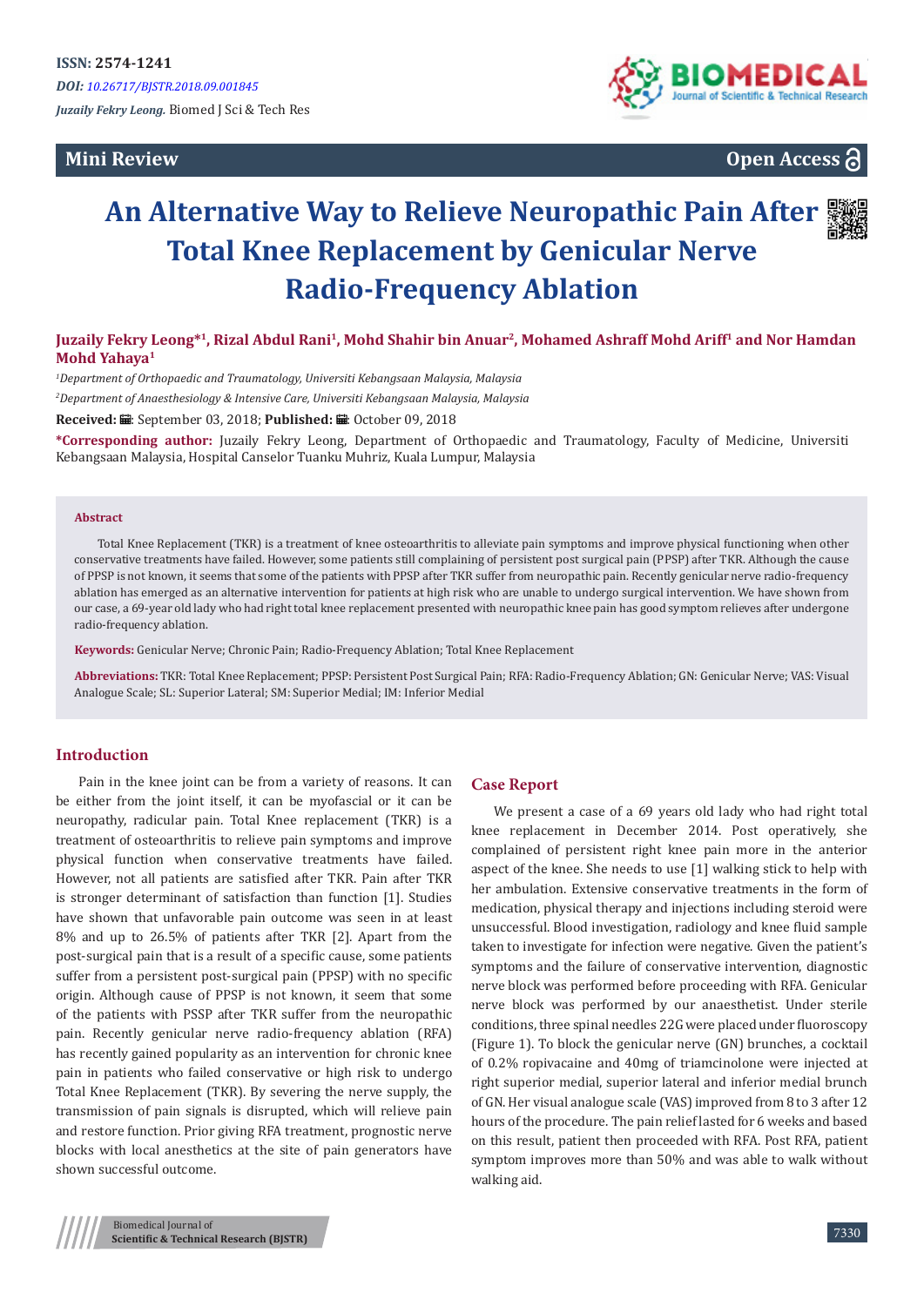ISSN: 2574-1241

*DOI: 10.26717/BJSTR.2018.09.001845*

*Juzaily Fekry Leong.* Biomed J Sci & Tech Res

**Mini Review**

**Open Access**

# An Alternative Way to Relieve Neuropathic Pain After Total Knee Replacement by Genicular Nerve Radio-Frequency Ablation

**Juzaily Fekry Leong*[1], Rizal Abdul Rani[1], Mohd Shahir bin Anuar[2], Mohamed Ashraff Mohd Ariff[1] and Nor Hamdan Mohd Yahaya[1]**

[1]*Department of Orthopaedic and Traumatology, Universiti Kebangsaan Malaysia, Malaysia*

[2]*Department of Anaesthesiology & Intensive Care, Universiti Kebangsaan Malaysia, Malaysia*

**Received:** September 03, 2018; **Published:** October 09, 2018

***Corresponding author:** Juzaily Fekry Leong, Department of Orthopaedic and Traumatology, Faculty of Medicine, Universiti Kebangsaan Malaysia, Hospital Canselor Tuanku Muhriz, Kuala Lumpur, Malaysia

**Abstract**

Total Knee Replacement (TKR) is a treatment of knee osteoarthritis to alleviate pain symptoms and improve physical functioning when other conservative treatments have failed. However, some patients still complaining of persistent post surgical pain (PPSP) after TKR. Although the cause of PPSP is not known, it seems that some of the patients with PPSP after TKR suffer from neuropathic pain. Recently genicular nerve radio-frequency ablation has emerged as an alternative intervention for patients at high risk who are unable to undergo surgical intervention. We have shown from our case, a 69-year old lady who had right total knee replacement presented with neuropathic knee pain has good symptom relieves after undergone radio-frequency ablation.

**Keywords:** Genicular Nerve; Chronic Pain; Radio-Frequency Ablation; Total Knee Replacement

**Abbreviations:** TKR: Total Knee Replacement; PPSP: Persistent Post Surgical Pain; RFA: Radio-Frequency Ablation; GN: Genicular Nerve; VAS: Visual Analogue Scale; SL: Superior Lateral; SM: Superior Medial; IM: Inferior Medial

## Introduction

Pain in the knee joint can be from a variety of reasons. It can be either from the joint itself, it can be myofascial or it can be neuropathy, radicular pain. Total Knee replacement (TKR) is a treatment of osteoarthritis to relieve pain symptoms and improve physical function when conservative treatments have failed. However, not all patients are satisfied after TKR. Pain after TKR is stronger determinant of satisfaction than function [1]. Studies have shown that unfavorable pain outcome was seen in at least 8% and up to 26.5% of patients after TKR [2]. Apart from the post-surgical pain that is a result of a specific cause, some patients suffer from a persistent post-surgical pain (PPSP) with no specific origin. Although cause of PPSP is not known, it seem that some of the patients with PSSP after TKR suffer from the neuropathic pain. Recently genicular nerve radio-frequency ablation (RFA) has recently gained popularity as an intervention for chronic knee pain in patients who failed conservative or high risk to undergo Total Knee Replacement (TKR). By severing the nerve supply, the transmission of pain signals is disrupted, which will relieve pain and restore function. Prior giving RFA treatment, prognostic nerve blocks with local anesthetics at the site of pain generators have shown successful outcome.

## Case Report

We present a case of a 69 years old lady who had right total knee replacement in December 2014. Post operatively, she complained of persistent right knee pain more in the anterior aspect of the knee. She needs to use [1] walking stick to help with her ambulation. Extensive conservative treatments in the form of medication, physical therapy and injections including steroid were unsuccessful. Blood investigation, radiology and knee fluid sample taken to investigate for infection were negative. Given the patient's symptoms and the failure of conservative intervention, diagnostic nerve block was performed before proceeding with RFA. Genicular nerve block was performed by our anaesthetist. Under sterile conditions, three spinal needles 22G were placed under fluoroscopy (Figure 1). To block the genicular nerve (GN) brunches, a cocktail of 0.2% ropivacaine and 40mg of triamcinolone were injected at right superior medial, superior lateral and inferior medial brunch of GN. Her visual analogue scale (VAS) improved from 8 to 3 after 12 hours of the procedure. The pain relief lasted for 6 weeks and based on this result, patient then proceeded with RFA. Post RFA, patient symptom improves more than 50% and was able to walk without walking aid.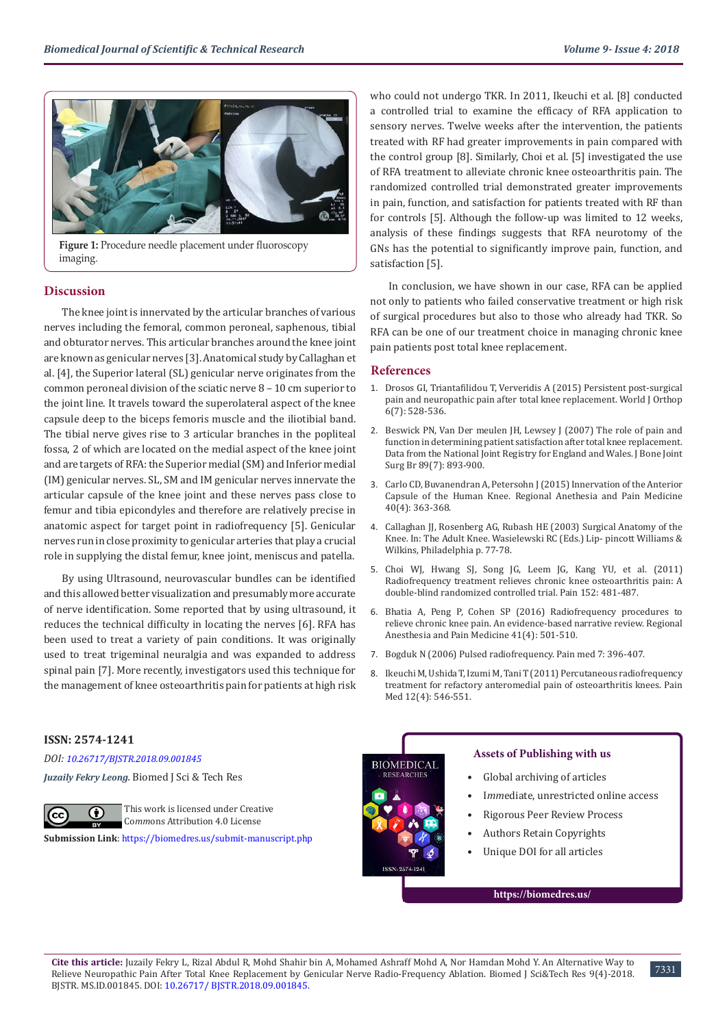Figure 1: Procedure needle placement under fluoroscopy imaging.

## Discussion

The knee joint is innervated by the articular branches of various nerves including the femoral, common peroneal, saphenous, tibial and obturator nerves. This articular branches around the knee joint are known as genicular nerves [3]. Anatomical study by Callaghan et al. [4], the Superior lateral (SL) genicular nerve originates from the common peroneal division of the sciatic nerve 8 – 10 cm superior to the joint line. It travels toward the superolateral aspect of the knee capsule deep to the biceps femoris muscle and the iliotibial band. The tibial nerve gives rise to 3 articular branches in the popliteal fossa, 2 of which are located on the medial aspect of the knee joint and are targets of RFA: the Superior medial (SM) and Inferior medial (IM) genicular nerves. SL, SM and IM genicular nerves innervate the articular capsule of the knee joint and these nerves pass close to femur and tibia epicondyles and therefore are relatively precise in anatomic aspect for target point in radiofrequency [5]. Genicular nerves run in close proximity to genicular arteries that play a crucial role in supplying the distal femur, knee joint, meniscus and patella.

By using Ultrasound, neurovascular bundles can be identified and this allowed better visualization and presumably more accurate of nerve identification. Some reported that by using ultrasound, it reduces the technical difficulty in locating the nerves [6]. RFA has been used to treat a variety of pain conditions. It was originally used to treat trigeminal neuralgia and was expanded to address spinal pain [7]. More recently, investigators used this technique for the management of knee osteoarthritis pain for patients at high risk who could not undergo TKR. In 2011, Ikeuchi et al. [8] conducted a controlled trial to examine the efficacy of RFA application to sensory nerves. Twelve weeks after the intervention, the patients treated with RF had greater improvements in pain compared with the control group [8]. Similarly, Choi et al. [5] investigated the use of RFA treatment to alleviate chronic knee osteoarthritis pain. The randomized controlled trial demonstrated greater improvements in pain, function, and satisfaction for patients treated with RF than for controls [5]. Although the follow-up was limited to 12 weeks, analysis of these findings suggests that RFA neurotomy of the GNs has the potential to significantly improve pain, function, and satisfaction [5].

In conclusion, we have shown in our case, RFA can be applied not only to patients who failed conservative treatment or high risk of surgical procedures but also to those who already had TKR. So RFA can be one of our treatment choice in managing chronic knee pain patients post total knee replacement.

## References

1. Drosos GI, Triantafilidou T, Ververidis A (2015) Persistent post-surgical pain and neuropathic pain after total knee replacement. World J Orthop 6(7): 528-536.
2. Beswick PN, Van Der meulen JH, Lewsey J (2007) The role of pain and function in determining patient satisfaction after total knee replacement. Data from the National Joint Registry for England and Wales. J Bone Joint Surg Br 89(7): 893-900.
3. Carlo CD, Buvanendran A, Petersohn J (2015) Innervation of the Anterior Capsule of the Human Knee. Regional Anethesia and Pain Medicine 40(4): 363-368.
4. Callaghan JJ, Rosenberg AG, Rubash HE (2003) Surgical Anatomy of the Knee. In: The Adult Knee. Wasielewski RC (Eds.) Lip- pincott Williams & Wilkins, Philadelphia p. 77-78.
5. Choi WJ, Hwang SJ, Song JG, Leem JG, Kang YU, et al. (2011) Radiofrequency treatment relieves chronic knee osteoarthritis pain: A double-blind randomized controlled trial. Pain 152: 481-487.
6. Bhatia A, Peng P, Cohen SP (2016) Radiofrequency procedures to relieve chronic knee pain. An evidence-based narrative review. Regional Anesthesia and Pain Medicine 41(4): 501-510.
7. Bogduk N (2006) Pulsed radiofrequency. Pain med 7: 396-407.
8. Ikeuchi M, Ushida T, Izumi M, Tani T (2011) Percutaneous radiofrequency treatment for refactory anteromedial pain of osteoarthritis knees. Pain Med 12(4): 546-551.

**ISSN: 2574-1241**

*DOI: 10.26717/BJSTR.2018.09.001845*

***Juzaily Fekry Leong.*** Biomed J Sci & Tech Res

This work is licensed under Creative Commons Attribution 4.0 License

**Submission Link**: https://biomedres.us/submit-manuscript.php

### Assets of Publishing with us

- Global archiving of articles
- Immediate, unrestricted online access
- Rigorous Peer Review Process
- Authors Retain Copyrights
- Unique DOI for all articles

**https://biomedres.us/**

**Cite this article:** Juzaily Fekry L, Rizal Abdul R, Mohd Shahir bin A, Mohamed Ashraff Mohd A, Nor Hamdan Mohd Y. An Alternative Way to Relieve Neuropathic Pain After Total Knee Replacement by Genicular Nerve Radio-Frequency Ablation. Biomed J Sci&Tech Res 9(4)-2018. BJSTR. MS.ID.001845. DOI: 10.26717/ BJSTR.2018.09.001845.